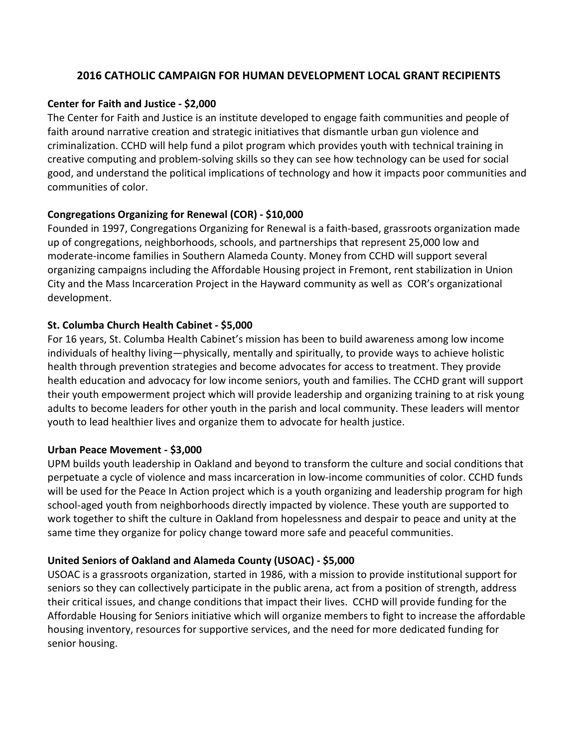# 2016 CATHOLIC CAMPAIGN FOR HUMAN DEVELOPMENT LOCAL GRANT RECIPIENTS

**Center for Faith and Justice - $2,000**

The Center for Faith and Justice is an institute developed to engage faith communities and people of faith around narrative creation and strategic initiatives that dismantle urban gun violence and criminalization. CCHD will help fund a pilot program which provides youth with technical training in creative computing and problem-solving skills so they can see how technology can be used for social good, and understand the political implications of technology and how it impacts poor communities and communities of color.

**Congregations Organizing for Renewal (COR) - $10,000**

Founded in 1997, Congregations Organizing for Renewal is a faith-based, grassroots organization made up of congregations, neighborhoods, schools, and partnerships that represent 25,000 low and moderate-income families in Southern Alameda County. Money from CCHD will support several organizing campaigns including the Affordable Housing project in Fremont, rent stabilization in Union City and the Mass Incarceration Project in the Hayward community as well as COR's organizational development.

**St. Columba Church Health Cabinet - $5,000**

For 16 years, St. Columba Health Cabinet's mission has been to build awareness among low income individuals of healthy living—physically, mentally and spiritually, to provide ways to achieve holistic health through prevention strategies and become advocates for access to treatment. They provide health education and advocacy for low income seniors, youth and families. The CCHD grant will support their youth empowerment project which will provide leadership and organizing training to at risk young adults to become leaders for other youth in the parish and local community. These leaders will mentor youth to lead healthier lives and organize them to advocate for health justice.

**Urban Peace Movement - $3,000**

UPM builds youth leadership in Oakland and beyond to transform the culture and social conditions that perpetuate a cycle of violence and mass incarceration in low-income communities of color. CCHD funds will be used for the Peace In Action project which is a youth organizing and leadership program for high school-aged youth from neighborhoods directly impacted by violence. These youth are supported to work together to shift the culture in Oakland from hopelessness and despair to peace and unity at the same time they organize for policy change toward more safe and peaceful communities.

**United Seniors of Oakland and Alameda County (USOAC) - $5,000**

USOAC is a grassroots organization, started in 1986, with a mission to provide institutional support for seniors so they can collectively participate in the public arena, act from a position of strength, address their critical issues, and change conditions that impact their lives. CCHD will provide funding for the Affordable Housing for Seniors initiative which will organize members to fight to increase the affordable housing inventory, resources for supportive services, and the need for more dedicated funding for senior housing.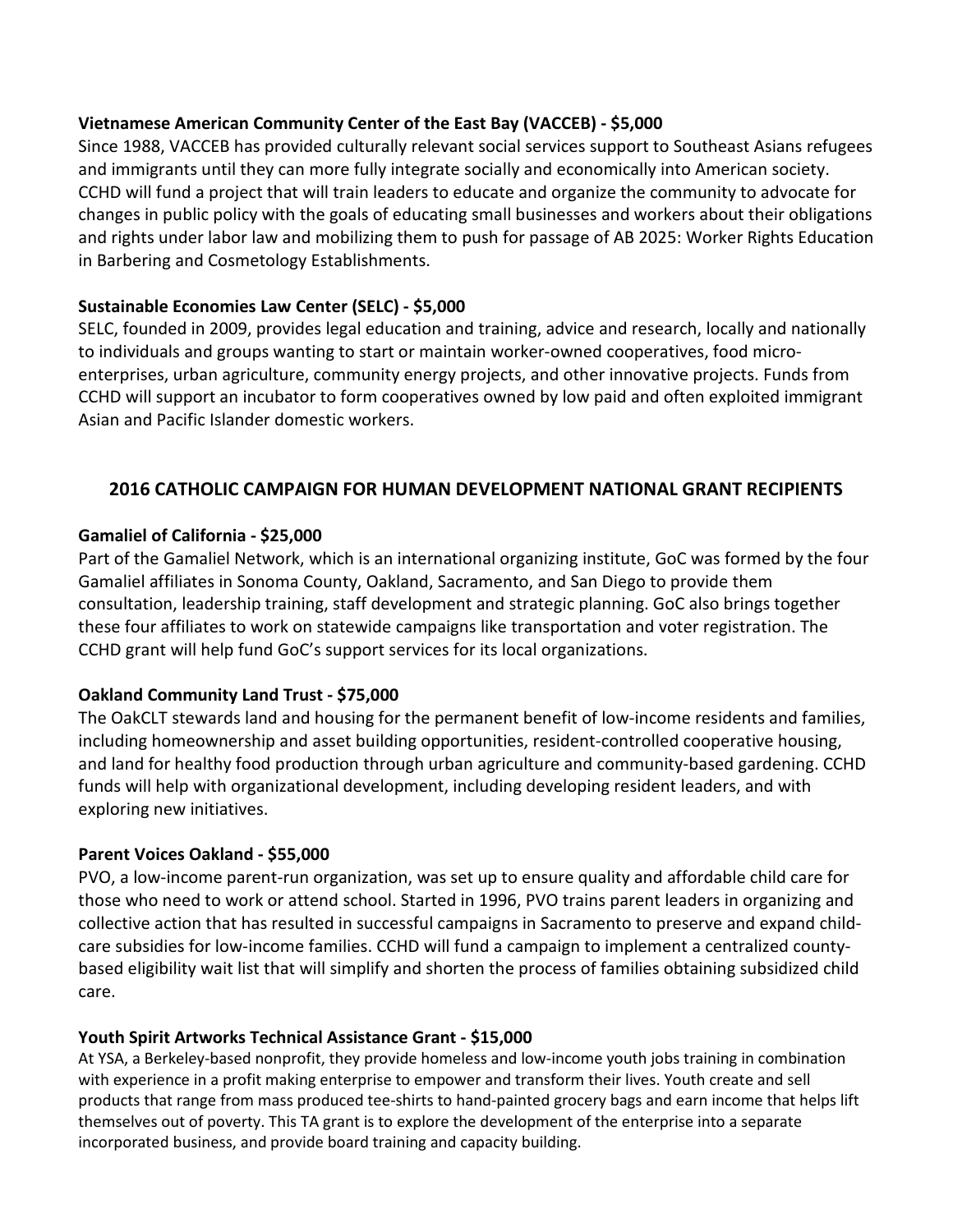**Vietnamese American Community Center of the East Bay (VACCEB) - $5,000**
Since 1988, VACCEB has provided culturally relevant social services support to Southeast Asians refugees and immigrants until they can more fully integrate socially and economically into American society. CCHD will fund a project that will train leaders to educate and organize the community to advocate for changes in public policy with the goals of educating small businesses and workers about their obligations and rights under labor law and mobilizing them to push for passage of AB 2025: Worker Rights Education in Barbering and Cosmetology Establishments.

**Sustainable Economies Law Center (SELC) - $5,000**
SELC, founded in 2009, provides legal education and training, advice and research, locally and nationally to individuals and groups wanting to start or maintain worker-owned cooperatives, food micro-enterprises, urban agriculture, community energy projects, and other innovative projects. Funds from CCHD will support an incubator to form cooperatives owned by low paid and often exploited immigrant Asian and Pacific Islander domestic workers.

## 2016 CATHOLIC CAMPAIGN FOR HUMAN DEVELOPMENT NATIONAL GRANT RECIPIENTS

**Gamaliel of California - $25,000**
Part of the Gamaliel Network, which is an international organizing institute, GoC was formed by the four Gamaliel affiliates in Sonoma County, Oakland, Sacramento, and San Diego to provide them consultation, leadership training, staff development and strategic planning. GoC also brings together these four affiliates to work on statewide campaigns like transportation and voter registration. The CCHD grant will help fund GoC's support services for its local organizations.

**Oakland Community Land Trust - $75,000**
The OakCLT stewards land and housing for the permanent benefit of low-income residents and families, including homeownership and asset building opportunities, resident-controlled cooperative housing, and land for healthy food production through urban agriculture and community-based gardening. CCHD funds will help with organizational development, including developing resident leaders, and with exploring new initiatives.

**Parent Voices Oakland - $55,000**
PVO, a low-income parent-run organization, was set up to ensure quality and affordable child care for those who need to work or attend school. Started in 1996, PVO trains parent leaders in organizing and collective action that has resulted in successful campaigns in Sacramento to preserve and expand child-care subsidies for low-income families. CCHD will fund a campaign to implement a centralized county-based eligibility wait list that will simplify and shorten the process of families obtaining subsidized child care.

**Youth Spirit Artworks Technical Assistance Grant - $15,000**
At YSA, a Berkeley-based nonprofit, they provide homeless and low-income youth jobs training in combination with experience in a profit making enterprise to empower and transform their lives. Youth create and sell products that range from mass produced tee-shirts to hand-painted grocery bags and earn income that helps lift themselves out of poverty. This TA grant is to explore the development of the enterprise into a separate incorporated business, and provide board training and capacity building.